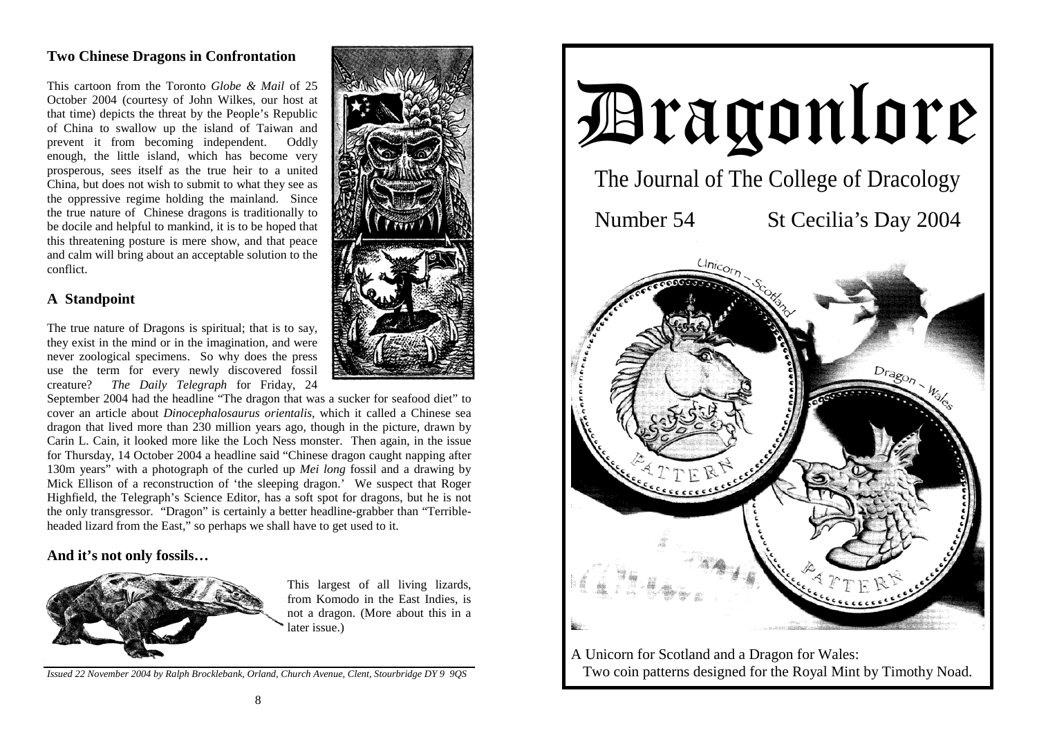# Dragonlore

The Journal of The College of Dracology

Number 54 St Cecilia's Day 2004

A Unicorn for Scotland and a Dragon for Wales:
Two coin patterns designed for the Royal Mint by Timothy Noad.

## Two Chinese Dragons in Confrontation

This cartoon from the Toronto *Globe & Mail* of 25 October 2004 (courtesy of John Wilkes, our host at that time) depicts the threat by the People's Republic of China to swallow up the island of Taiwan and prevent it from becoming independent. Oddly enough, the little island, which has become very prosperous, sees itself as the true heir to a united China, but does not wish to submit to what they see as the oppressive regime holding the mainland. Since the true nature of Chinese dragons is traditionally to be docile and helpful to mankind, it is to be hoped that this threatening posture is mere show, and that peace and calm will bring about an acceptable solution to the conflict.

## A Standpoint

The true nature of Dragons is spiritual; that is to say, they exist in the mind or in the imagination, and were never zoological specimens. So why does the press use the term for every newly discovered fossil creature? *The Daily Telegraph* for Friday, 24 September 2004 had the headline "The dragon that was a sucker for seafood diet" to cover an article about *Dinocephalosaurus orientalis*, which it called a Chinese sea dragon that lived more than 230 million years ago, though in the picture, drawn by Carin L. Cain, it looked more like the Loch Ness monster. Then again, in the issue for Thursday, 14 October 2004 a headline said "Chinese dragon caught napping after 130m years" with a photograph of the curled up *Mei long* fossil and a drawing by Mick Ellison of a reconstruction of 'the sleeping dragon.' We suspect that Roger Highfield, the Telegraph's Science Editor, has a soft spot for dragons, but he is not the only transgressor. "Dragon" is certainly a better headline-grabber than "Terrible-headed lizard from the East," so perhaps we shall have to get used to it.

## And it's not only fossils…

This largest of all living lizards, from Komodo in the East Indies, is not a dragon. (More about this in a later issue.)

*Issued 22 November 2004 by Ralph Brocklebank, Orland, Church Avenue, Clent, Stourbridge DY9 9QS*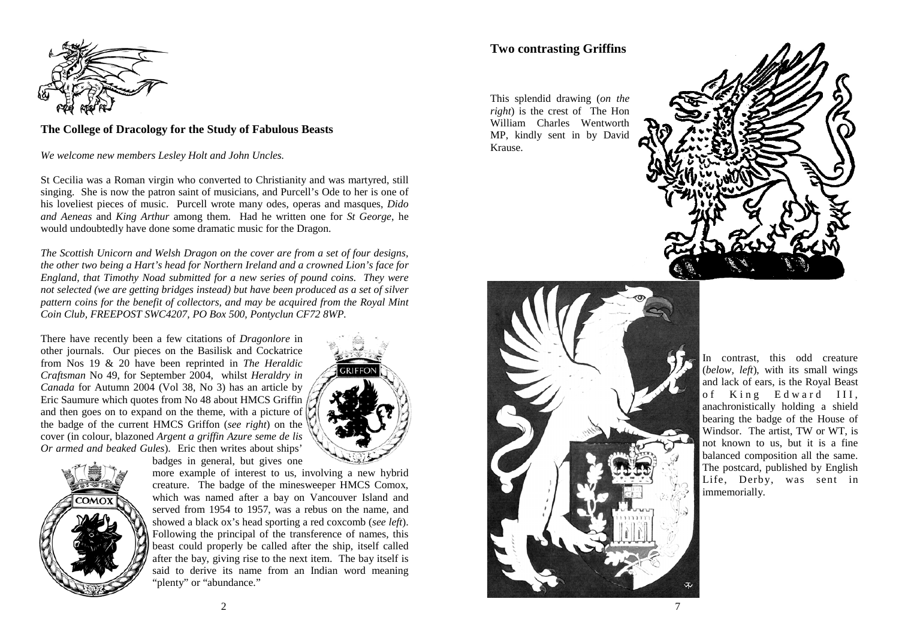## The College of Dracology for the Study of Fabulous Beasts

*We welcome new members Lesley Holt and John Uncles.*

St Cecilia was a Roman virgin who converted to Christianity and was martyred, still singing. She is now the patron saint of musicians, and Purcell's Ode to her is one of his loveliest pieces of music. Purcell wrote many odes, operas and masques, *Dido and Aeneas* and *King Arthur* among them. Had he written one for *St George*, he would undoubtedly have done some dramatic music for the Dragon.

*The Scottish Unicorn and Welsh Dragon on the cover are from a set of four designs, the other two being a Hart's head for Northern Ireland and a crowned Lion's face for England, that Timothy Noad submitted for a new series of pound coins. They were not selected (we are getting bridges instead) but have been produced as a set of silver pattern coins for the benefit of collectors, and may be acquired from the Royal Mint Coin Club, FREEPOST SWC4207, PO Box 500, Pontyclun CF72 8WP.*

There have recently been a few citations of *Dragonlore* in other journals. Our pieces on the Basilisk and Cockatrice from Nos 19 & 20 have been reprinted in *The Heraldic Craftsman* No 49, for September 2004, whilst *Heraldry in Canada* for Autumn 2004 (Vol 38, No 3) has an article by Eric Saumure which quotes from No 48 about HMCS Griffin and then goes on to expand on the theme, with a picture of the badge of the current HMCS Griffon (*see right*) on the cover (in colour, blazoned *Argent a griffin Azure seme de lis Or armed and beaked Gules*). Eric then writes about ships' badges in general, but gives one more example of interest to us, involving a new hybrid creature. The badge of the minesweeper HMCS Comox, which was named after a bay on Vancouver Island and served from 1954 to 1957, was a rebus on the name, and showed a black ox's head sporting a red coxcomb (*see left*). Following the principal of the transference of names, this beast could properly be called after the ship, itself called after the bay, giving rise to the next item. The bay itself is said to derive its name from an Indian word meaning "plenty" or "abundance."

## Two contrasting Griffins

This splendid drawing (*on the right*) is the crest of The Hon William Charles Wentworth MP, kindly sent in by David Krause.

In contrast, this odd creature (*below, left*), with its small wings and lack of ears, is the Royal Beast of King Edward III, anachronistically holding a shield bearing the badge of the House of Windsor. The artist, TW or WT, is not known to us, but it is a fine balanced composition all the same. The postcard, published by English Life, Derby, was sent in immemorially.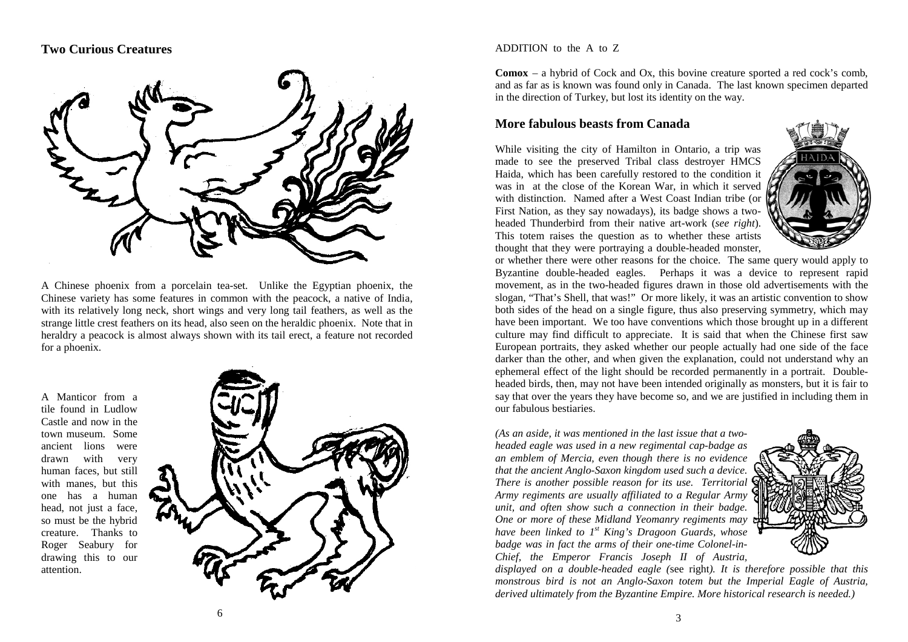## Two Curious Creatures

A Chinese phoenix from a porcelain tea-set. Unlike the Egyptian phoenix, the Chinese variety has some features in common with the peacock, a native of India, with its relatively long neck, short wings and very long tail feathers, as well as the strange little crest feathers on its head, also seen on the heraldic phoenix. Note that in heraldry a peacock is almost always shown with its tail erect, a feature not recorded for a phoenix.

A Manticor from a tile found in Ludlow Castle and now in the town museum. Some ancient lions were drawn with very human faces, but still with manes, but this one has a human head, not just a face, so must be the hybrid creature. Thanks to Roger Seabury for drawing this to our attention.

ADDITION to the A to Z

**Comox** – a hybrid of Cock and Ox, this bovine creature sported a red cock's comb, and as far as is known was found only in Canada. The last known specimen departed in the direction of Turkey, but lost its identity on the way.

## More fabulous beasts from Canada

While visiting the city of Hamilton in Ontario, a trip was made to see the preserved Tribal class destroyer HMCS Haida, which has been carefully restored to the condition it was in at the close of the Korean War, in which it served with distinction. Named after a West Coast Indian tribe (or First Nation, as they say nowadays), its badge shows a two-headed Thunderbird from their native art-work (*see right*). This totem raises the question as to whether these artists thought that they were portraying a double-headed monster, or whether there were other reasons for the choice. The same query would apply to Byzantine double-headed eagles. Perhaps it was a device to represent rapid movement, as in the two-headed figures drawn in those old advertisements with the slogan, "That's Shell, that was!" Or more likely, it was an artistic convention to show both sides of the head on a single figure, thus also preserving symmetry, which may have been important. We too have conventions which those brought up in a different culture may find difficult to appreciate. It is said that when the Chinese first saw European portraits, they asked whether our people actually had one side of the face darker than the other, and when given the explanation, could not understand why an ephemeral effect of the light should be recorded permanently in a portrait. Double-headed birds, then, may not have been intended originally as monsters, but it is fair to say that over the years they have become so, and we are justified in including them in our fabulous bestiaries.

*(As an aside, it was mentioned in the last issue that a two-headed eagle was used in a new regimental cap-badge as an emblem of Mercia, even though there is no evidence that the ancient Anglo-Saxon kingdom used such a device. There is another possible reason for its use. Territorial Army regiments are usually affiliated to a Regular Army unit, and often show such a connection in their badge. One or more of these Midland Yeomanry regiments may have been linked to 1st King's Dragoon Guards, whose badge was in fact the arms of their one-time Colonel-in-Chief, the Emperor Francis Joseph II of Austria, displayed on a double-headed eagle (*see right*). It is therefore possible that this monstrous bird is not an Anglo-Saxon totem but the Imperial Eagle of Austria, derived ultimately from the Byzantine Empire. More historical research is needed.)*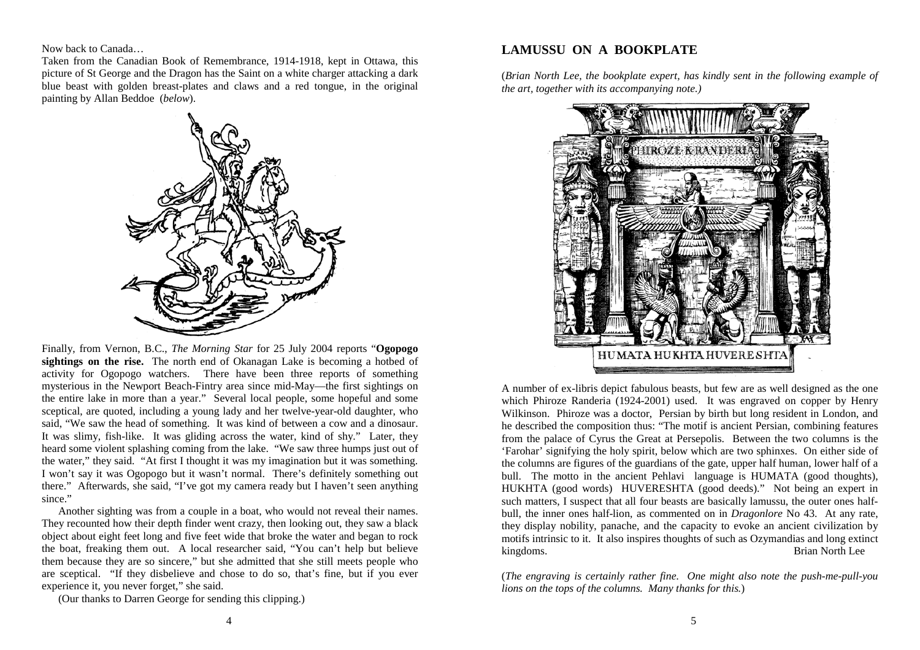Now back to Canada…

Taken from the Canadian Book of Remembrance, 1914-1918, kept in Ottawa, this picture of St George and the Dragon has the Saint on a white charger attacking a dark blue beast with golden breast-plates and claws and a red tongue, in the original painting by Allan Beddoe (*below*).

Finally, from Vernon, B.C., *The Morning Star* for 25 July 2004 reports "**Ogopogo sightings on the rise.** The north end of Okanagan Lake is becoming a hotbed of activity for Ogopogo watchers. There have been three reports of something mysterious in the Newport Beach-Fintry area since mid-May—the first sightings on the entire lake in more than a year." Several local people, some hopeful and some sceptical, are quoted, including a young lady and her twelve-year-old daughter, who said, "We saw the head of something. It was kind of between a cow and a dinosaur. It was slimy, fish-like. It was gliding across the water, kind of shy." Later, they heard some violent splashing coming from the lake. "We saw three humps just out of the water," they said. "At first I thought it was my imagination but it was something. I won't say it was Ogopogo but it wasn't normal. There's definitely something out there." Afterwards, she said, "I've got my camera ready but I haven't seen anything since."

Another sighting was from a couple in a boat, who would not reveal their names. They recounted how their depth finder went crazy, then looking out, they saw a black object about eight feet long and five feet wide that broke the water and began to rock the boat, freaking them out. A local researcher said, "You can't help but believe them because they are so sincere," but she admitted that she still meets people who are sceptical. "If they disbelieve and chose to do so, that's fine, but if you ever experience it, you never forget," she said.

(Our thanks to Darren George for sending this clipping.)

## LAMUSSU ON A BOOKPLATE

(*Brian North Lee, the bookplate expert, has kindly sent in the following example of the art, together with its accompanying note.)*

PHIROZE K RANDERIA

HUMATA HUKHTA HUVERESHTA

A number of ex-libris depict fabulous beasts, but few are as well designed as the one which Phiroze Randeria (1924-2001) used. It was engraved on copper by Henry Wilkinson. Phiroze was a doctor, Persian by birth but long resident in London, and he described the composition thus: "The motif is ancient Persian, combining features from the palace of Cyrus the Great at Persepolis. Between the two columns is the 'Farohar' signifying the holy spirit, below which are two sphinxes. On either side of the columns are figures of the guardians of the gate, upper half human, lower half of a bull. The motto in the ancient Pehlavi language is HUMATA (good thoughts), HUKHTA (good words) HUVERESHTA (good deeds)." Not being an expert in such matters, I suspect that all four beasts are basically lamussu, the outer ones half-bull, the inner ones half-lion, as commented on in *Dragonlore* No 43. At any rate, they display nobility, panache, and the capacity to evoke an ancient civilization by motifs intrinsic to it. It also inspires thoughts of such as Ozymandias and long extinct kingdoms.

Brian North Lee

(*The engraving is certainly rather fine. One might also note the push-me-pull-you lions on the tops of the columns. Many thanks for this.*)